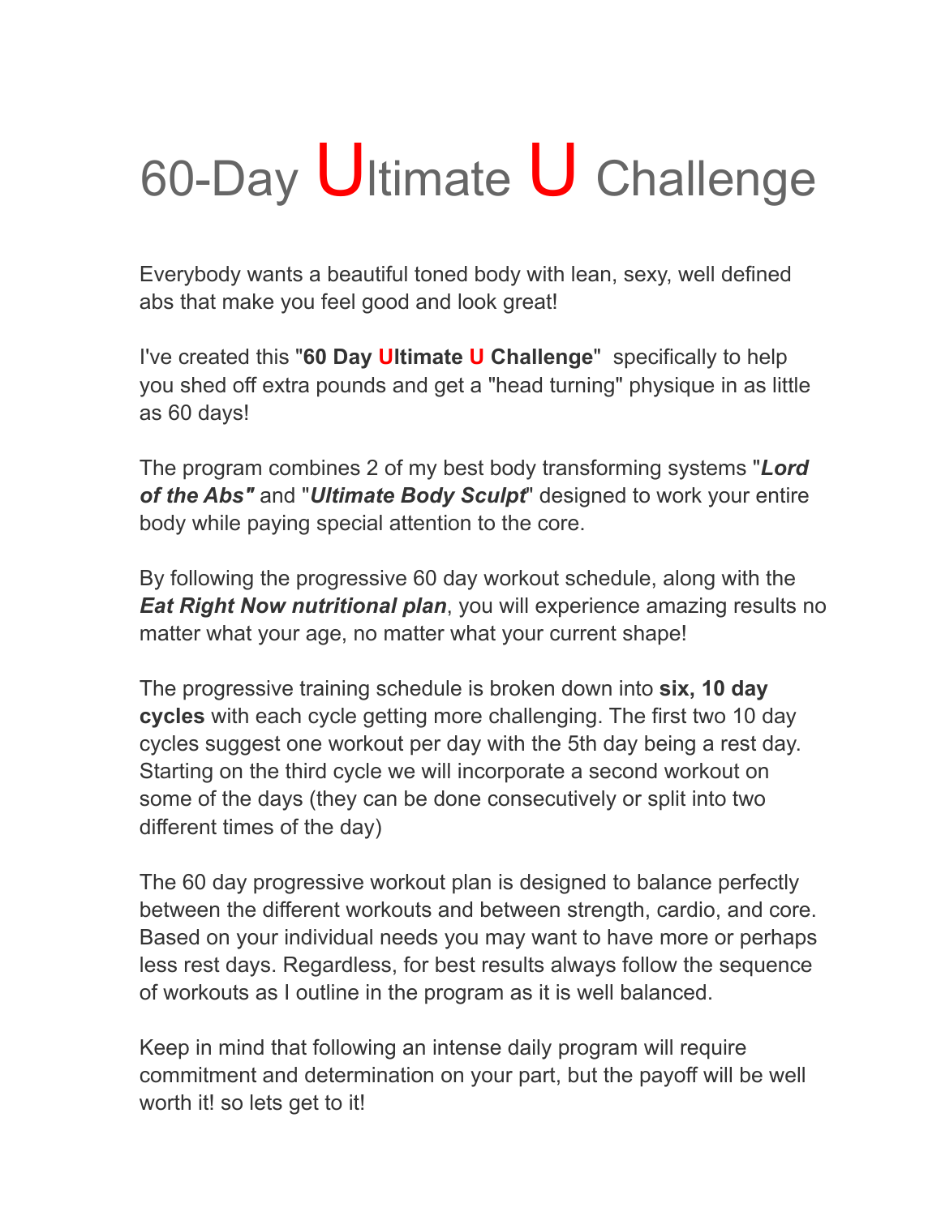# 60-Day Ultimate U Challenge

Everybody wants a beautiful toned body with lean, sexy, well defined abs that make you feel good and look great!

I've created this "**60 Day Ultimate U Challenge**" specifically to help you shed off extra pounds and get a "head turning" physique in as little as 60 days!

The program combines 2 of my best body transforming systems "***Lord of the Abs"*** and "***Ultimate Body Sculpt***" designed to work your entire body while paying special attention to the core.

By following the progressive 60 day workout schedule, along with the ***Eat Right Now nutritional plan***, you will experience amazing results no matter what your age, no matter what your current shape!

The progressive training schedule is broken down into **six, 10 day cycles** with each cycle getting more challenging. The first two 10 day cycles suggest one workout per day with the 5th day being a rest day. Starting on the third cycle we will incorporate a second workout on some of the days (they can be done consecutively or split into two different times of the day)

The 60 day progressive workout plan is designed to balance perfectly between the different workouts and between strength, cardio, and core. Based on your individual needs you may want to have more or perhaps less rest days. Regardless, for best results always follow the sequence of workouts as I outline in the program as it is well balanced.

Keep in mind that following an intense daily program will require commitment and determination on your part, but the payoff will be well worth it! so lets get to it!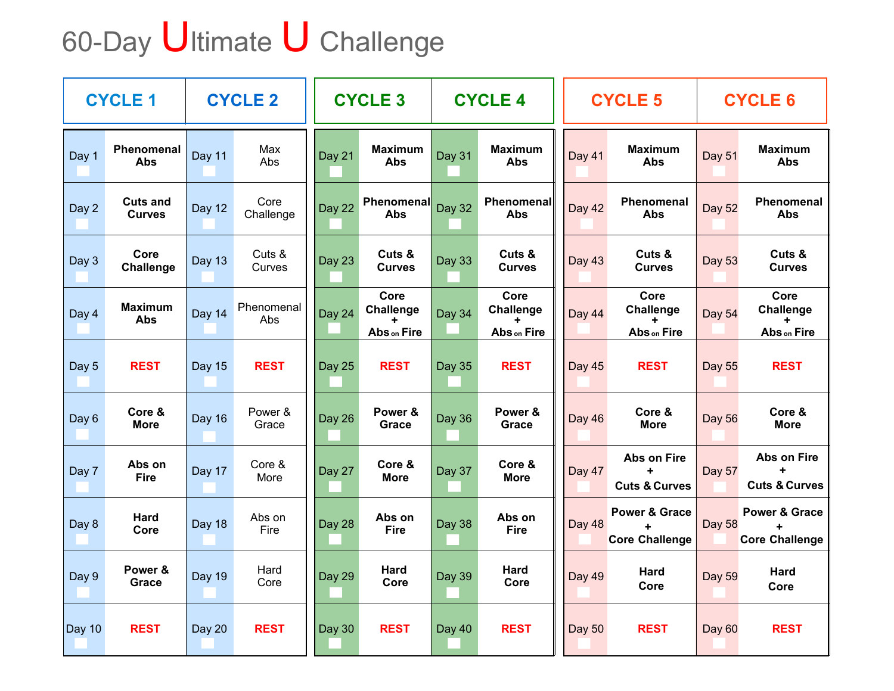# 60-Day Ultimate U Challenge

| CYCLE 1 | | CYCLE 2 | | CYCLE 3 | | CYCLE 4 | | CYCLE 5 | | CYCLE 6 | |
|---|---|---|---|---|---|---|---|---|---|---|---|
| Day 1 | Phenomenal Abs | Day 11 | Max Abs | Day 21 | Maximum Abs | Day 31 | Maximum Abs | Day 41 | Maximum Abs | Day 51 | Maximum Abs |
| Day 2 | Cuts and Curves | Day 12 | Core Challenge | Day 22 | Phenomenal Abs | Day 32 | Phenomenal Abs | Day 42 | Phenomenal Abs | Day 52 | Phenomenal Abs |
| Day 3 | Core Challenge | Day 13 | Cuts & Curves | Day 23 | Cuts & Curves | Day 33 | Cuts & Curves | Day 43 | Cuts & Curves | Day 53 | Cuts & Curves |
| Day 4 | Maximum Abs | Day 14 | Phenomenal Abs | Day 24 | Core Challenge + Abs on Fire | Day 34 | Core Challenge + Abs on Fire | Day 44 | Core Challenge + Abs on Fire | Day 54 | Core Challenge + Abs on Fire |
| Day 5 | REST | Day 15 | REST | Day 25 | REST | Day 35 | REST | Day 45 | REST | Day 55 | REST |
| Day 6 | Core & More | Day 16 | Power & Grace | Day 26 | Power & Grace | Day 36 | Power & Grace | Day 46 | Core & More | Day 56 | Core & More |
| Day 7 | Abs on Fire | Day 17 | Core & More | Day 27 | Core & More | Day 37 | Core & More | Day 47 | Abs on Fire + Cuts & Curves | Day 57 | Abs on Fire + Cuts & Curves |
| Day 8 | Hard Core | Day 18 | Abs on Fire | Day 28 | Abs on Fire | Day 38 | Abs on Fire | Day 48 | Power & Grace + Core Challenge | Day 58 | Power & Grace + Core Challenge |
| Day 9 | Power & Grace | Day 19 | Hard Core | Day 29 | Hard Core | Day 39 | Hard Core | Day 49 | Hard Core | Day 59 | Hard Core |
| Day 10 | REST | Day 20 | REST | Day 30 | REST | Day 40 | REST | Day 50 | REST | Day 60 | REST |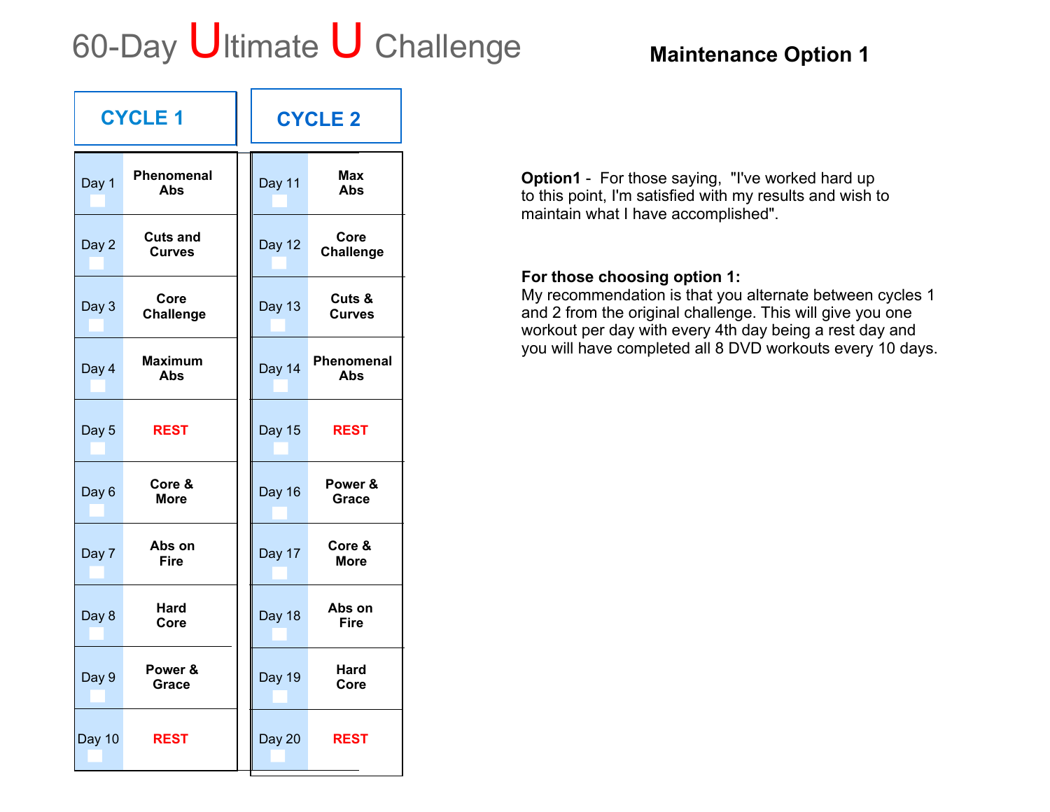# 60-Day Ultimate U Challenge

## Maintenance Option 1

| CYCLE 1 | | CYCLE 2 | |
|---|---|---|---|
| Day 1 | Phenomenal Abs | Day 11 | Max Abs |
| Day 2 | Cuts and Curves | Day 12 | Core Challenge |
| Day 3 | Core Challenge | Day 13 | Cuts & Curves |
| Day 4 | Maximum Abs | Day 14 | Phenomenal Abs |
| Day 5 | REST | Day 15 | REST |
| Day 6 | Core & More | Day 16 | Power & Grace |
| Day 7 | Abs on Fire | Day 17 | Core & More |
| Day 8 | Hard Core | Day 18 | Abs on Fire |
| Day 9 | Power & Grace | Day 19 | Hard Core |
| Day 10 | REST | Day 20 | REST |

**Option1** - For those saying, "I've worked hard up to this point, I'm satisfied with my results and wish to maintain what I have accomplished".

**For those choosing option 1:**
My recommendation is that you alternate between cycles 1 and 2 from the original challenge. This will give you one workout per day with every 4th day being a rest day and you will have completed all 8 DVD workouts every 10 days.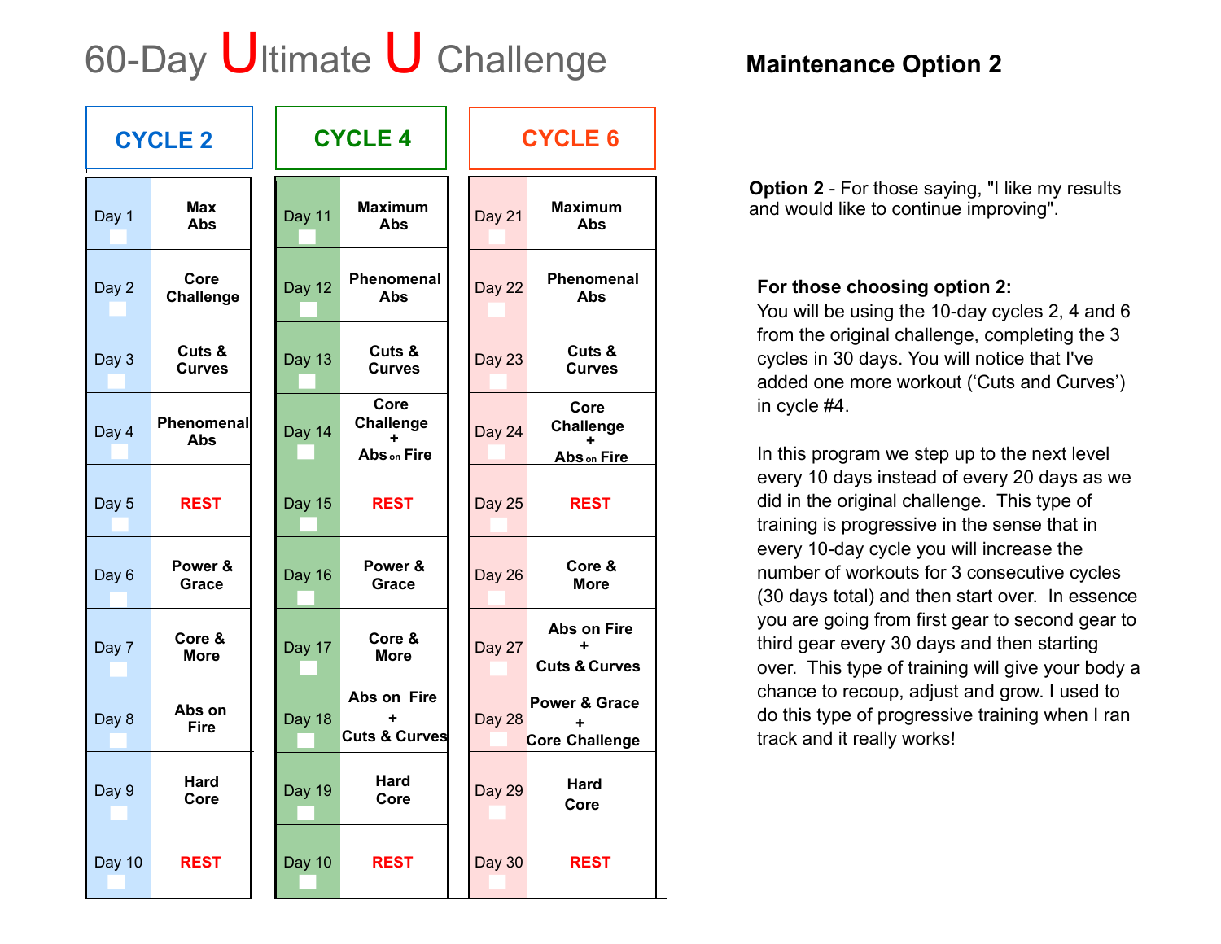# 60-Day Ultimate U Challenge

## Maintenance Option 2

| CYCLE 2 | | CYCLE 4 | | CYCLE 6 | |
|---|---|---|---|---|---|
| Day 1 | Max Abs | Day 11 | Maximum Abs | Day 21 | Maximum Abs |
| Day 2 | Core Challenge | Day 12 | Phenomenal Abs | Day 22 | Phenomenal Abs |
| Day 3 | Cuts & Curves | Day 13 | Cuts & Curves | Day 23 | Cuts & Curves |
| Day 4 | Phenomenal Abs | Day 14 | Core Challenge + Abs on Fire | Day 24 | Core Challenge + Abs on Fire |
| Day 5 | REST | Day 15 | REST | Day 25 | REST |
| Day 6 | Power & Grace | Day 16 | Power & Grace | Day 26 | Core & More |
| Day 7 | Core & More | Day 17 | Core & More | Day 27 | Abs on Fire + Cuts & Curves |
| Day 8 | Abs on Fire | Day 18 | Abs on Fire + Cuts & Curves | Day 28 | Power & Grace + Core Challenge |
| Day 9 | Hard Core | Day 19 | Hard Core | Day 29 | Hard Core |
| Day 10 | REST | Day 10 | REST | Day 30 | REST |

**Option 2** - For those saying, "I like my results and would like to continue improving".

**For those choosing option 2:**
You will be using the 10-day cycles 2, 4 and 6 from the original challenge, completing the 3 cycles in 30 days. You will notice that I've added one more workout ('Cuts and Curves') in cycle #4.

In this program we step up to the next level every 10 days instead of every 20 days as we did in the original challenge. This type of training is progressive in the sense that in every 10-day cycle you will increase the number of workouts for 3 consecutive cycles (30 days total) and then start over. In essence you are going from first gear to second gear to third gear every 30 days and then starting over. This type of training will give your body a chance to recoup, adjust and grow. I used to do this type of progressive training when I ran track and it really works!